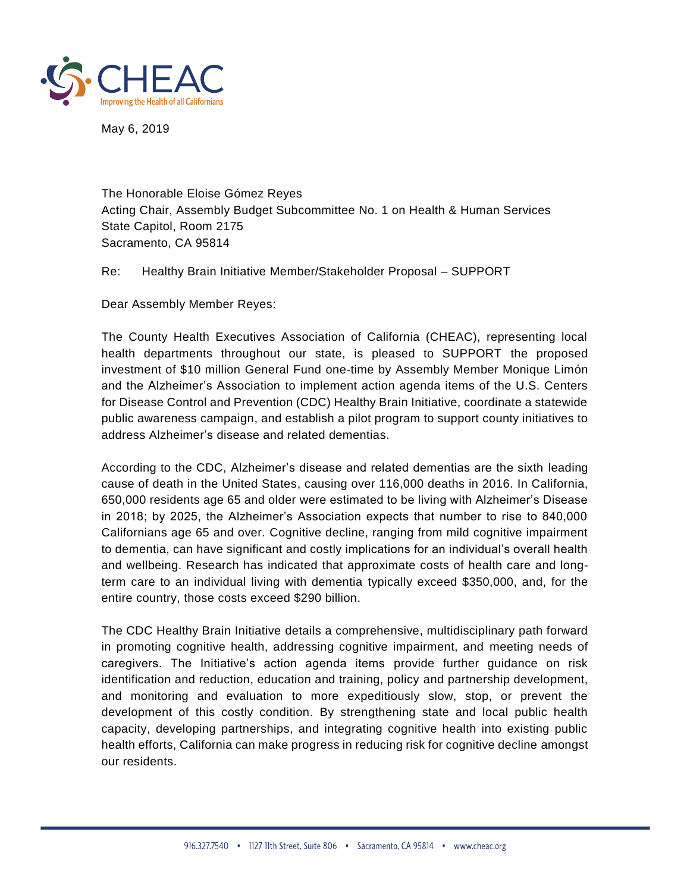CHEAC
Improving the Health of all Californians

May 6, 2019

The Honorable Eloise Gómez Reyes
Acting Chair, Assembly Budget Subcommittee No. 1 on Health & Human Services
State Capitol, Room 2175
Sacramento, CA 95814

Re: Healthy Brain Initiative Member/Stakeholder Proposal – SUPPORT

Dear Assembly Member Reyes:

The County Health Executives Association of California (CHEAC), representing local health departments throughout our state, is pleased to SUPPORT the proposed investment of $10 million General Fund one-time by Assembly Member Monique Limón and the Alzheimer's Association to implement action agenda items of the U.S. Centers for Disease Control and Prevention (CDC) Healthy Brain Initiative, coordinate a statewide public awareness campaign, and establish a pilot program to support county initiatives to address Alzheimer's disease and related dementias.

According to the CDC, Alzheimer's disease and related dementias are the sixth leading cause of death in the United States, causing over 116,000 deaths in 2016. In California, 650,000 residents age 65 and older were estimated to be living with Alzheimer's Disease in 2018; by 2025, the Alzheimer's Association expects that number to rise to 840,000 Californians age 65 and over. Cognitive decline, ranging from mild cognitive impairment to dementia, can have significant and costly implications for an individual's overall health and wellbeing. Research has indicated that approximate costs of health care and long-term care to an individual living with dementia typically exceed $350,000, and, for the entire country, those costs exceed $290 billion.

The CDC Healthy Brain Initiative details a comprehensive, multidisciplinary path forward in promoting cognitive health, addressing cognitive impairment, and meeting needs of caregivers. The Initiative's action agenda items provide further guidance on risk identification and reduction, education and training, policy and partnership development, and monitoring and evaluation to more expeditiously slow, stop, or prevent the development of this costly condition. By strengthening state and local public health capacity, developing partnerships, and integrating cognitive health into existing public health efforts, California can make progress in reducing risk for cognitive decline amongst our residents.

916.327.7540 • 1127 11th Street, Suite 806 • Sacramento, CA 95814 • www.cheac.org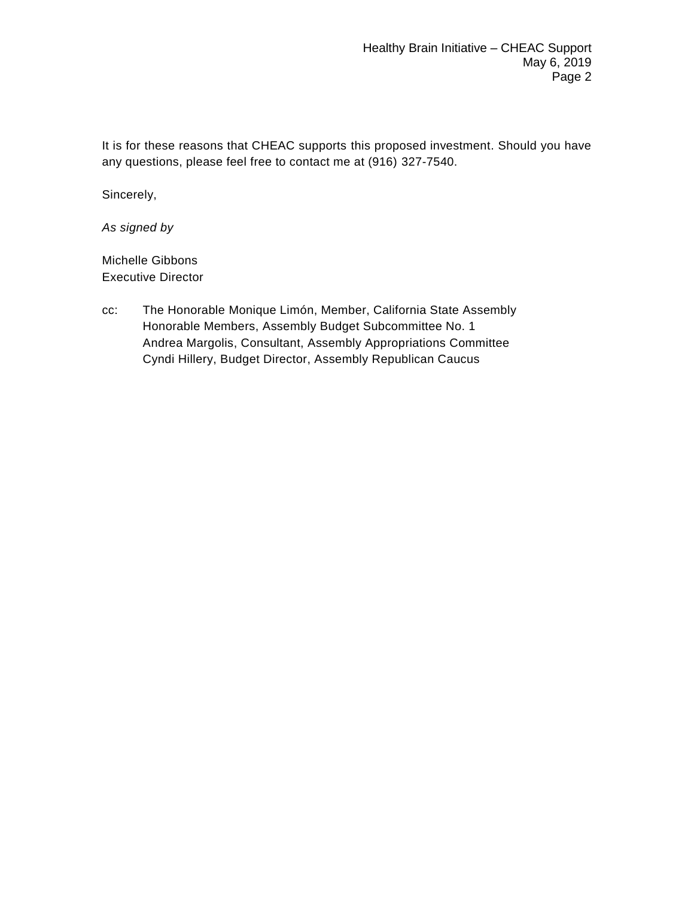It is for these reasons that CHEAC supports this proposed investment. Should you have any questions, please feel free to contact me at (916) 327-7540.

Sincerely,

*As signed by*

Michelle Gibbons
Executive Director

cc: The Honorable Monique Limón, Member, California State Assembly
Honorable Members, Assembly Budget Subcommittee No. 1
Andrea Margolis, Consultant, Assembly Appropriations Committee
Cyndi Hillery, Budget Director, Assembly Republican Caucus